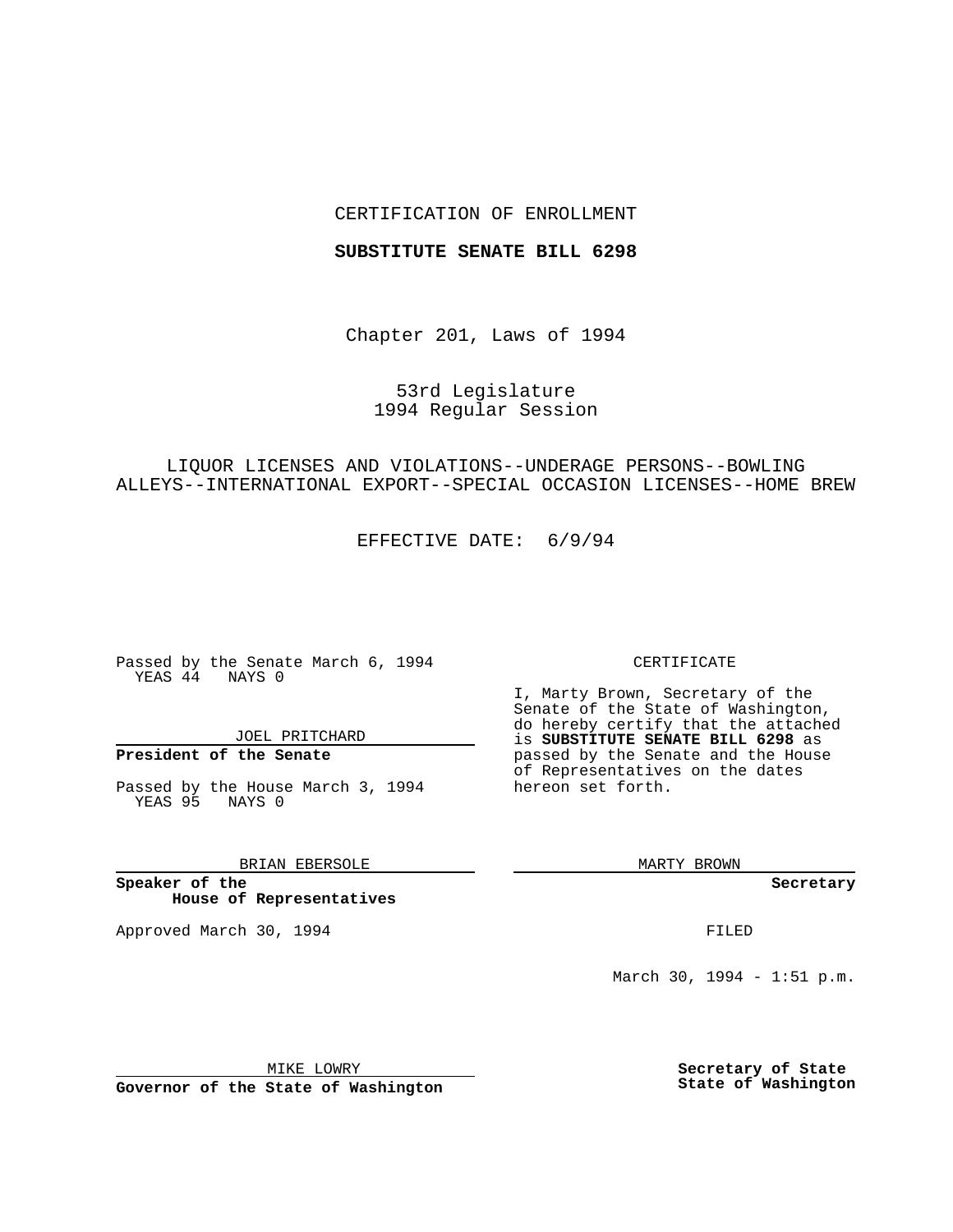CERTIFICATION OF ENROLLMENT

**SUBSTITUTE SENATE BILL 6298**

Chapter 201, Laws of 1994

53rd Legislature
1994 Regular Session

LIQUOR LICENSES AND VIOLATIONS--UNDERAGE PERSONS--BOWLING ALLEYS--INTERNATIONAL EXPORT--SPECIAL OCCASION LICENSES--HOME BREW

EFFECTIVE DATE: 6/9/94

Passed by the Senate March 6, 1994
YEAS 44 NAYS 0

JOEL PRITCHARD
**President of the Senate**

Passed by the House March 3, 1994
YEAS 95 NAYS 0

BRIAN EBERSOLE
**Speaker of the House of Representatives**

Approved March 30, 1994

MIKE LOWRY
**Governor of the State of Washington**

CERTIFICATE

I, Marty Brown, Secretary of the Senate of the State of Washington, do hereby certify that the attached is **SUBSTITUTE SENATE BILL 6298** as passed by the Senate and the House of Representatives on the dates hereon set forth.

MARTY BROWN
**Secretary**

FILED

March 30, 1994 - 1:51 p.m.

**Secretary of State**
**State of Washington**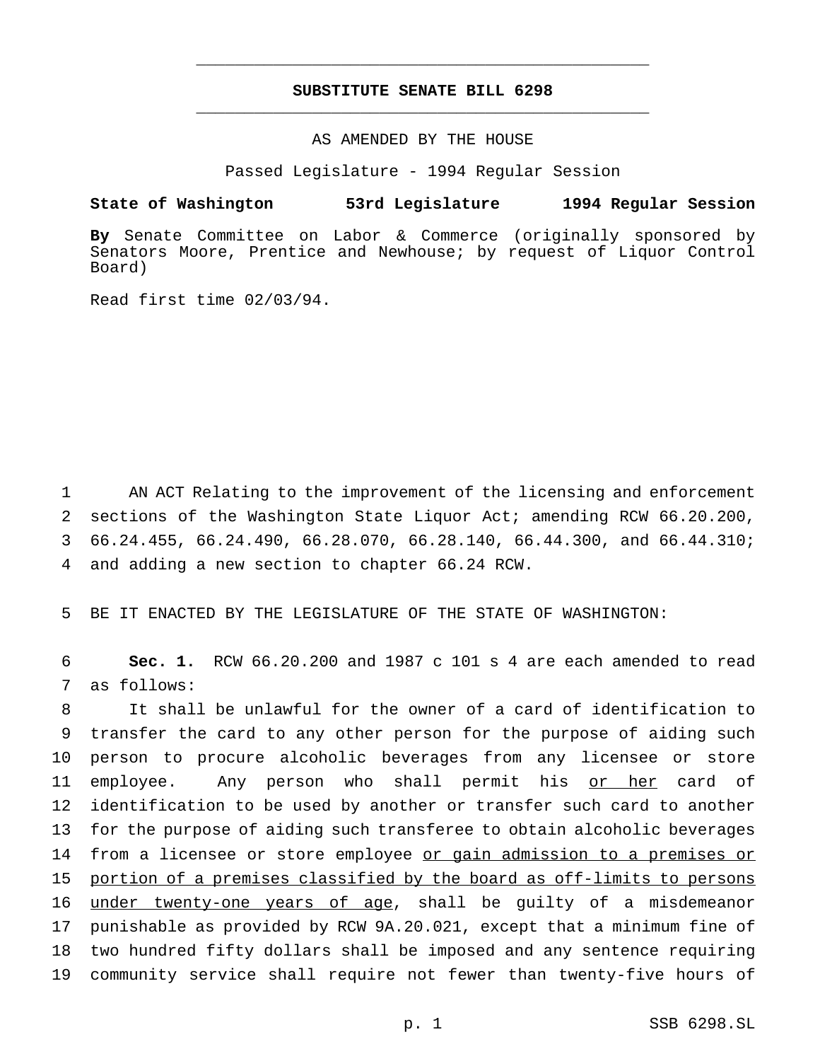# SUBSTITUTE SENATE BILL 6298

AS AMENDED BY THE HOUSE

Passed Legislature - 1994 Regular Session

**State of Washington 53rd Legislature 1994 Regular Session**

**By** Senate Committee on Labor & Commerce (originally sponsored by Senators Moore, Prentice and Newhouse; by request of Liquor Control Board)

Read first time 02/03/94.

1 AN ACT Relating to the improvement of the licensing and enforcement
2 sections of the Washington State Liquor Act; amending RCW 66.20.200,
3 66.24.455, 66.24.490, 66.28.070, 66.28.140, 66.44.300, and 66.44.310;
4 and adding a new section to chapter 66.24 RCW.

5 BE IT ENACTED BY THE LEGISLATURE OF THE STATE OF WASHINGTON:

6 **Sec. 1.** RCW 66.20.200 and 1987 c 101 s 4 are each amended to read
7 as follows:

8 It shall be unlawful for the owner of a card of identification to
9 transfer the card to any other person for the purpose of aiding such
10 person to procure alcoholic beverages from any licensee or store
11 employee. Any person who shall permit his <u>or her</u> card of
12 identification to be used by another or transfer such card to another
13 for the purpose of aiding such transferee to obtain alcoholic beverages
14 from a licensee or store employee <u>or gain admission to a premises or</u>
15 <u>portion of a premises classified by the board as off-limits to persons</u>
16 <u>under twenty-one years of age</u>, shall be guilty of a misdemeanor
17 punishable as provided by RCW 9A.20.021, except that a minimum fine of
18 two hundred fifty dollars shall be imposed and any sentence requiring
19 community service shall require not fewer than twenty-five hours of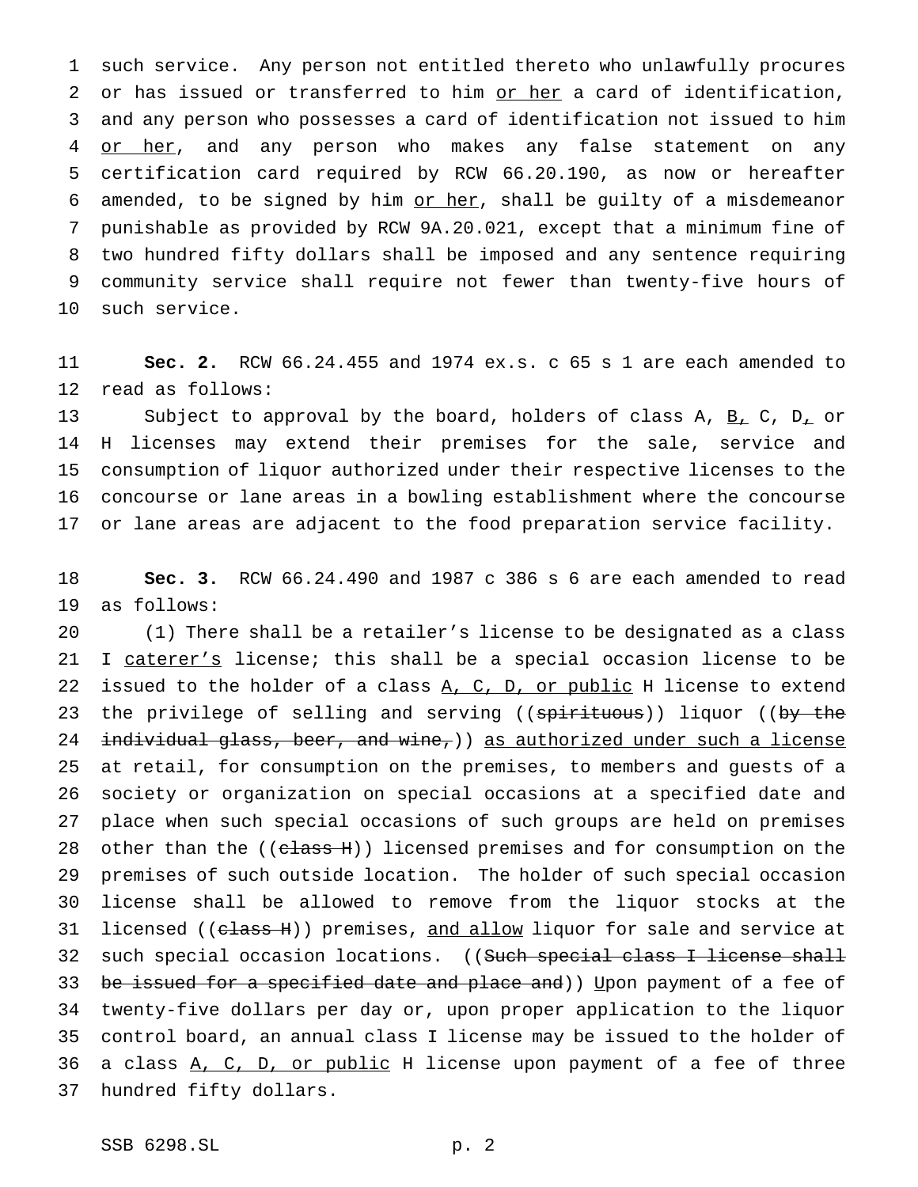such service. Any person not entitled thereto who unlawfully procures or has issued or transferred to him <u>or her</u> a card of identification, and any person who possesses a card of identification not issued to him <u>or her</u>, and any person who makes any false statement on any certification card required by RCW 66.20.190, as now or hereafter amended, to be signed by him <u>or her</u>, shall be guilty of a misdemeanor punishable as provided by RCW 9A.20.021, except that a minimum fine of two hundred fifty dollars shall be imposed and any sentence requiring community service shall require not fewer than twenty-five hours of such service.

**Sec. 2.** RCW 66.24.455 and 1974 ex.s. c 65 s 1 are each amended to read as follows:

Subject to approval by the board, holders of class A, <u>B,</u> C, D<u>,</u> or H licenses may extend their premises for the sale, service and consumption of liquor authorized under their respective licenses to the concourse or lane areas in a bowling establishment where the concourse or lane areas are adjacent to the food preparation service facility.

**Sec. 3.** RCW 66.24.490 and 1987 c 386 s 6 are each amended to read as follows:

(1) There shall be a retailer's license to be designated as a class I <u>caterer's</u> license; this shall be a special occasion license to be issued to the holder of a class <u>A, C, D, or public</u> H license to extend the privilege of selling and serving ((~~spirituous~~)) liquor ((~~by the individual glass, beer, and wine,~~)) <u>as authorized under such a license</u> at retail, for consumption on the premises, to members and guests of a society or organization on special occasions at a specified date and place when such special occasions of such groups are held on premises other than the ((~~class H~~)) licensed premises and for consumption on the premises of such outside location. The holder of such special occasion license shall be allowed to remove from the liquor stocks at the licensed ((~~class H~~)) premises, <u>and allow</u> liquor for sale and service at such special occasion locations. ((~~Such special class I license shall be issued for a specified date and place and~~)) <u>U</u>pon payment of a fee of twenty-five dollars per day or, upon proper application to the liquor control board, an annual class I license may be issued to the holder of a class <u>A, C, D, or public</u> H license upon payment of a fee of three hundred fifty dollars.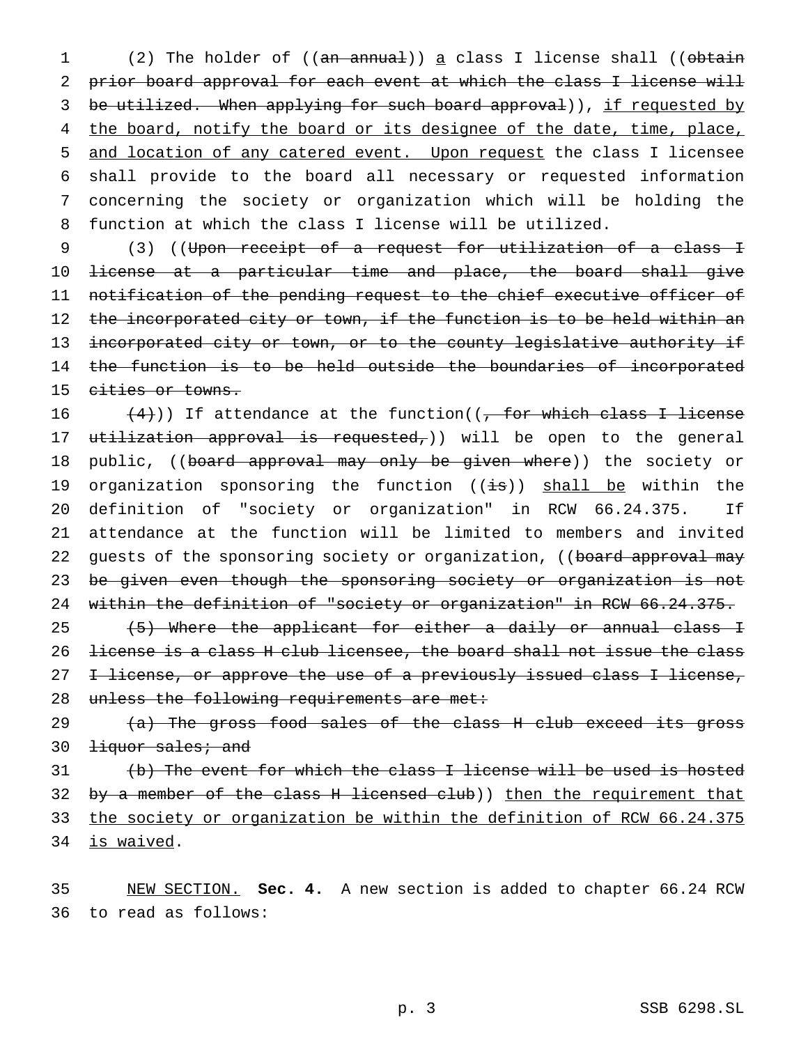(2) The holder of ((~~an annual~~)) <u>a</u> class I license shall ((~~obtain prior board approval for each event at which the class I license will be utilized. When applying for such board approval~~)), <u>if requested by the board, notify the board or its designee of the date, time, place, and location of any catered event. Upon request</u> the class I licensee shall provide to the board all necessary or requested information concerning the society or organization which will be holding the function at which the class I license will be utilized.

(3) ((~~Upon receipt of a request for utilization of a class I license at a particular time and place, the board shall give notification of the pending request to the chief executive officer of the incorporated city or town, if the function is to be held within an incorporated city or town, or to the county legislative authority if the function is to be held outside the boundaries of incorporated cities or towns.~~

~~(4)~~)) If attendance at the function((~~, for which class I license utilization approval is requested,~~)) will be open to the general public, ((~~board approval may only be given where~~)) the society or organization sponsoring the function ((~~is~~)) <u>shall be</u> within the definition of "society or organization" in RCW 66.24.375. If attendance at the function will be limited to members and invited guests of the sponsoring society or organization, ((~~board approval may be given even though the sponsoring society or organization is not within the definition of "society or organization" in RCW 66.24.375.~~

~~(5) Where the applicant for either a daily or annual class I license is a class H club licensee, the board shall not issue the class I license, or approve the use of a previously issued class I license, unless the following requirements are met:~~

~~(a) The gross food sales of the class H club exceed its gross liquor sales; and~~

~~(b) The event for which the class I license will be used is hosted by a member of the class H licensed club~~)) <u>then the requirement that the society or organization be within the definition of RCW 66.24.375 is waived</u>.

<u>NEW SECTION.</u> **Sec. 4.** A new section is added to chapter 66.24 RCW to read as follows: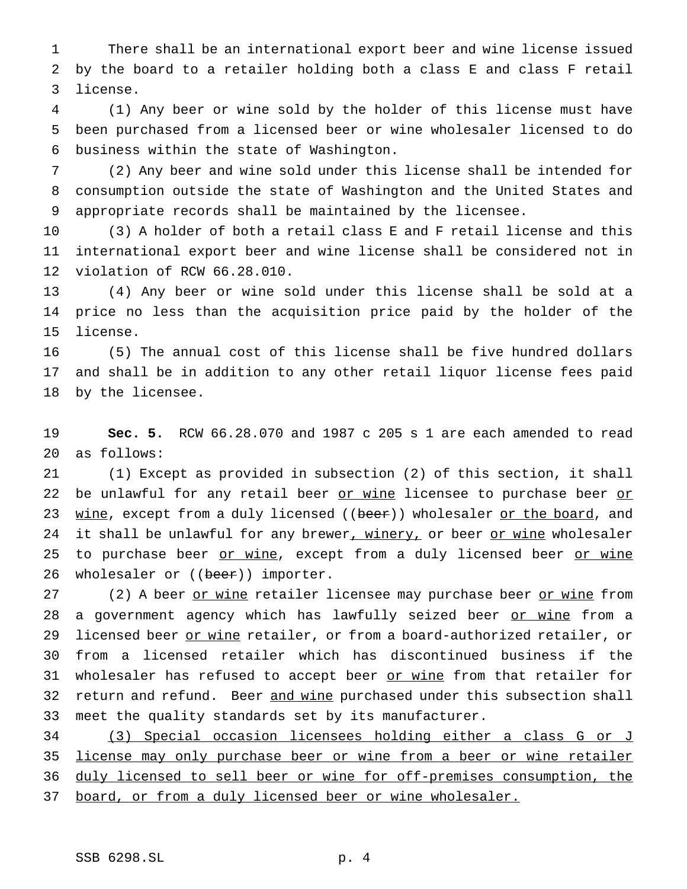There shall be an international export beer and wine license issued by the board to a retailer holding both a class E and class F retail license.

(1) Any beer or wine sold by the holder of this license must have been purchased from a licensed beer or wine wholesaler licensed to do business within the state of Washington.

(2) Any beer and wine sold under this license shall be intended for consumption outside the state of Washington and the United States and appropriate records shall be maintained by the licensee.

(3) A holder of both a retail class E and F retail license and this international export beer and wine license shall be considered not in violation of RCW 66.28.010.

(4) Any beer or wine sold under this license shall be sold at a price no less than the acquisition price paid by the holder of the license.

(5) The annual cost of this license shall be five hundred dollars and shall be in addition to any other retail liquor license fees paid by the licensee.

**Sec. 5.** RCW 66.28.070 and 1987 c 205 s 1 are each amended to read as follows:

(1) Except as provided in subsection (2) of this section, it shall be unlawful for any retail beer <u>or wine</u> licensee to purchase beer <u>or wine</u>, except from a duly licensed ((~~beer~~)) wholesaler <u>or the board</u>, and it shall be unlawful for any brewer<u>, winery,</u> or beer <u>or wine</u> wholesaler to purchase beer <u>or wine</u>, except from a duly licensed beer <u>or wine</u> wholesaler or ((~~beer~~)) importer.

(2) A beer <u>or wine</u> retailer licensee may purchase beer <u>or wine</u> from a government agency which has lawfully seized beer <u>or wine</u> from a licensed beer <u>or wine</u> retailer, or from a board-authorized retailer, or from a licensed retailer which has discontinued business if the wholesaler has refused to accept beer <u>or wine</u> from that retailer for return and refund. Beer <u>and wine</u> purchased under this subsection shall meet the quality standards set by its manufacturer.

<u>(3) Special occasion licensees holding either a class G or J license may only purchase beer or wine from a beer or wine retailer duly licensed to sell beer or wine for off-premises consumption, the board, or from a duly licensed beer or wine wholesaler.</u>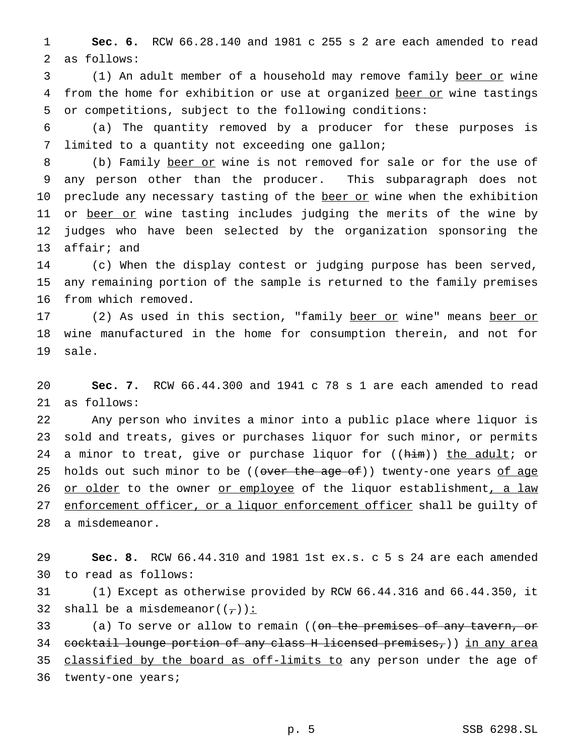**Sec. 6.** RCW 66.28.140 and 1981 c 255 s 2 are each amended to read as follows:

(1) An adult member of a household may remove family <u>beer or</u> wine from the home for exhibition or use at organized <u>beer or</u> wine tastings or competitions, subject to the following conditions:

(a) The quantity removed by a producer for these purposes is limited to a quantity not exceeding one gallon;

(b) Family <u>beer or</u> wine is not removed for sale or for the use of any person other than the producer. This subparagraph does not preclude any necessary tasting of the <u>beer or</u> wine when the exhibition or <u>beer or</u> wine tasting includes judging the merits of the wine by judges who have been selected by the organization sponsoring the affair; and

(c) When the display contest or judging purpose has been served, any remaining portion of the sample is returned to the family premises from which removed.

(2) As used in this section, "family <u>beer or</u> wine" means <u>beer or</u> wine manufactured in the home for consumption therein, and not for sale.

**Sec. 7.** RCW 66.44.300 and 1941 c 78 s 1 are each amended to read as follows:

Any person who invites a minor into a public place where liquor is sold and treats, gives or purchases liquor for such minor, or permits a minor to treat, give or purchase liquor for ((~~him~~)) <u>the adult</u>; or holds out such minor to be ((~~over the age of~~)) twenty-one years <u>of age or older</u> to the owner <u>or employee</u> of the liquor establishment<u>, a law enforcement officer, or a liquor enforcement officer</u> shall be guilty of a misdemeanor.

**Sec. 8.** RCW 66.44.310 and 1981 1st ex.s. c 5 s 24 are each amended to read as follows:

(1) Except as otherwise provided by RCW 66.44.316 and 66.44.350, it shall be a misdemeanor((~~,~~))<u>:</u>

(a) To serve or allow to remain ((~~on the premises of any tavern, or cocktail lounge portion of any class H licensed premises,~~)) <u>in any area classified by the board as off-limits to</u> any person under the age of twenty-one years;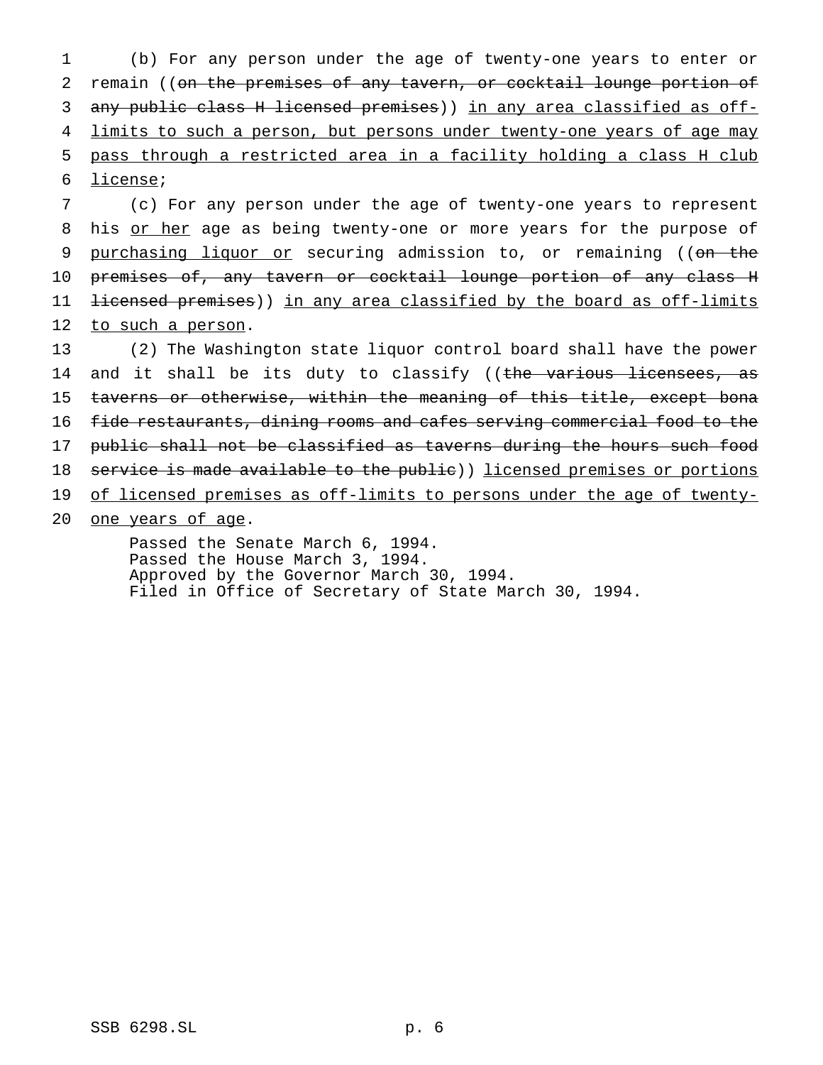(b) For any person under the age of twenty-one years to enter or remain ((~~on the premises of any tavern, or cocktail lounge portion of any public class H licensed premises~~)) <u>in any area classified as off-limits to such a person, but persons under twenty-one years of age may pass through a restricted area in a facility holding a class H club license</u>;

(c) For any person under the age of twenty-one years to represent his <u>or her</u> age as being twenty-one or more years for the purpose of <u>purchasing liquor or</u> securing admission to, or remaining ((~~on the premises of, any tavern or cocktail lounge portion of any class H licensed premises~~)) <u>in any area classified by the board as off-limits to such a person</u>.

(2) The Washington state liquor control board shall have the power and it shall be its duty to classify ((~~the various licensees, as taverns or otherwise, within the meaning of this title, except bona fide restaurants, dining rooms and cafes serving commercial food to the public shall not be classified as taverns during the hours such food service is made available to the public~~)) <u>licensed premises or portions of licensed premises as off-limits to persons under the age of twenty-one years of age</u>.

Passed the Senate March 6, 1994.
Passed the House March 3, 1994.
Approved by the Governor March 30, 1994.
Filed in Office of Secretary of State March 30, 1994.